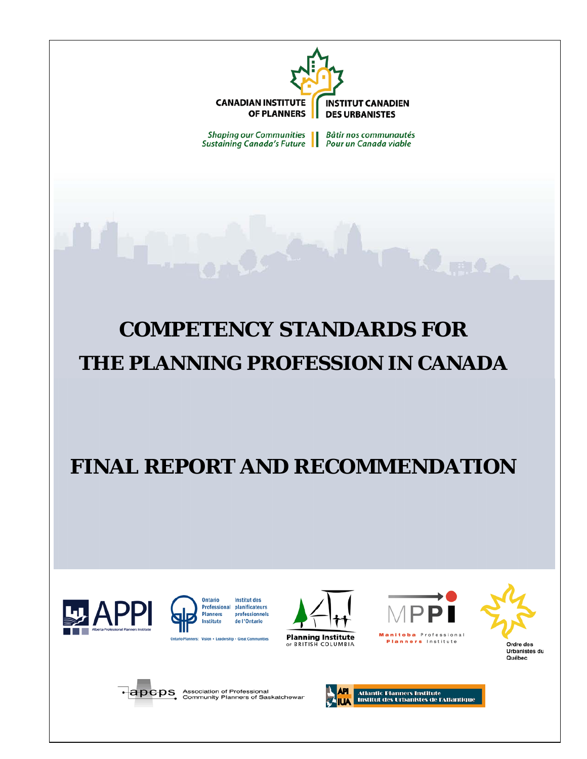CANADIAN INSTITUTE OF PLANNERS | INSTITUT CANADIEN DES URBANISTES

*Shaping our Communities Sustaining Canada's Future* | *Bâtir nos communautés Pour un Canada viable*

# COMPETENCY STANDARDS FOR THE PLANNING PROFESSION IN CANADA

# FINAL REPORT AND RECOMMENDATION

APPI Alberta Professional Planners Institute

Ontario Professional Planners Institute | Institut des planificateurs professionnels de l'Ontario

OntarioPlanners: Vision • Leadership • Great Communities

Planning Institute of British Columbia

MPPI Manitoba Professional Planners Institute

Ordre des Urbanistes du Québec

apcps Association of Professional Community Planners of Saskatchewan

API IUA Atlantic Planners Institute | Institut des Urbanistes de l'Atlantique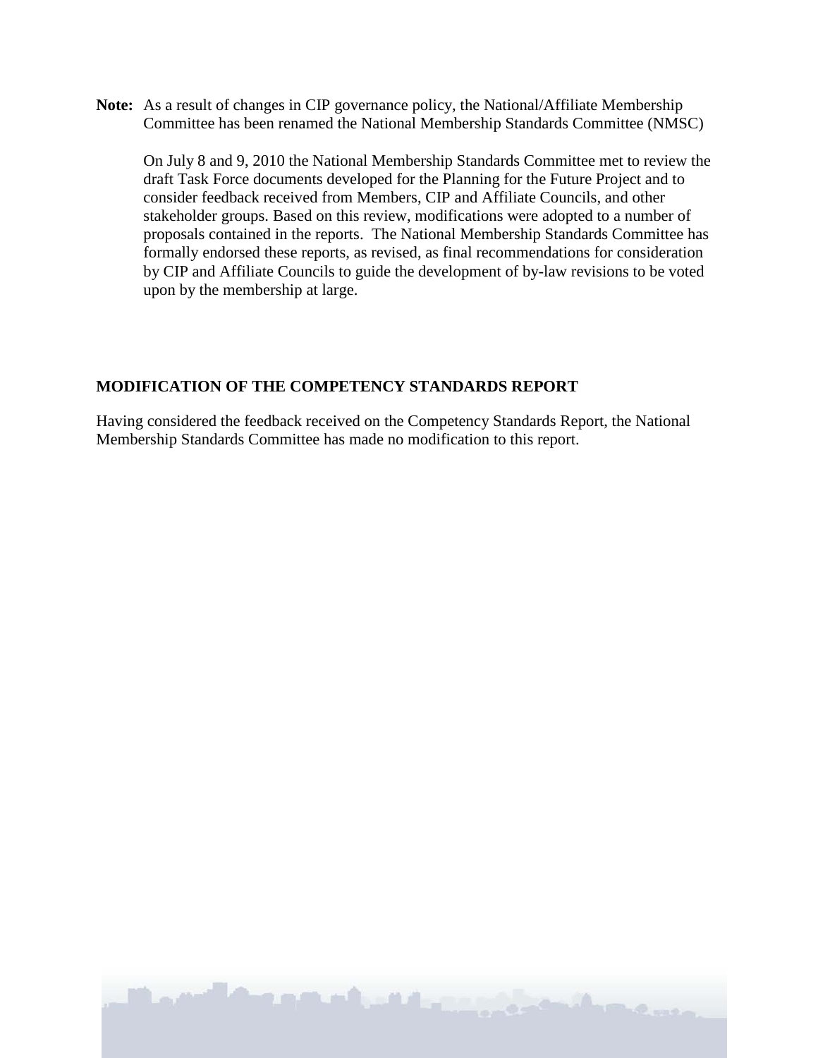**Note:** As a result of changes in CIP governance policy, the National/Affiliate Membership Committee has been renamed the National Membership Standards Committee (NMSC)

On July 8 and 9, 2010 the National Membership Standards Committee met to review the draft Task Force documents developed for the Planning for the Future Project and to consider feedback received from Members, CIP and Affiliate Councils, and other stakeholder groups. Based on this review, modifications were adopted to a number of proposals contained in the reports. The National Membership Standards Committee has formally endorsed these reports, as revised, as final recommendations for consideration by CIP and Affiliate Councils to guide the development of by-law revisions to be voted upon by the membership at large.

## MODIFICATION OF THE COMPETENCY STANDARDS REPORT

Having considered the feedback received on the Competency Standards Report, the National Membership Standards Committee has made no modification to this report.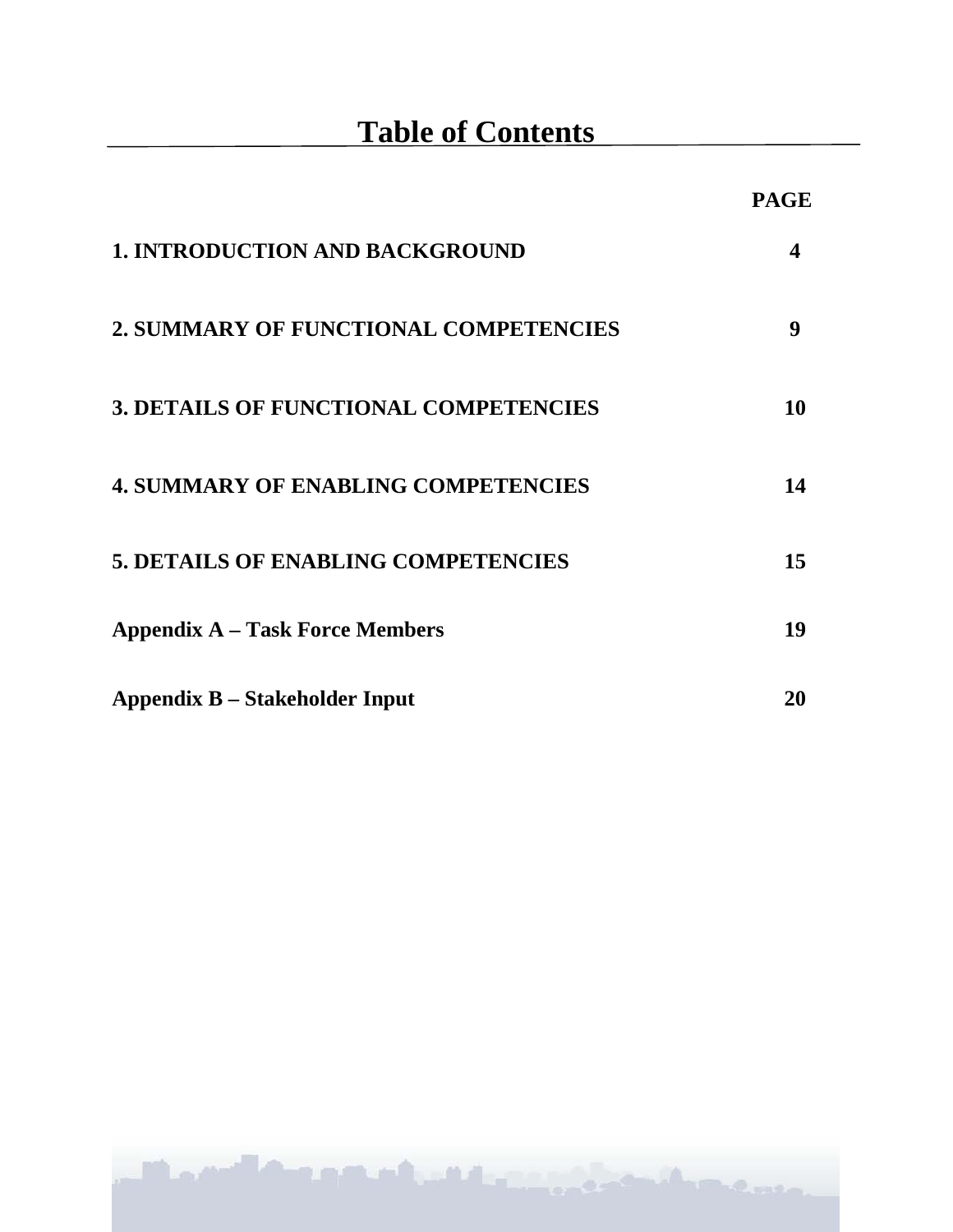# Table of Contents

| | PAGE |
|---|---|
| **1. INTRODUCTION AND BACKGROUND** | **4** |
| **2. SUMMARY OF FUNCTIONAL COMPETENCIES** | **9** |
| **3. DETAILS OF FUNCTIONAL COMPETENCIES** | **10** |
| **4. SUMMARY OF ENABLING COMPETENCIES** | **14** |
| **5. DETAILS OF ENABLING COMPETENCIES** | **15** |
| **Appendix A – Task Force Members** | **19** |
| **Appendix B – Stakeholder Input** | **20** |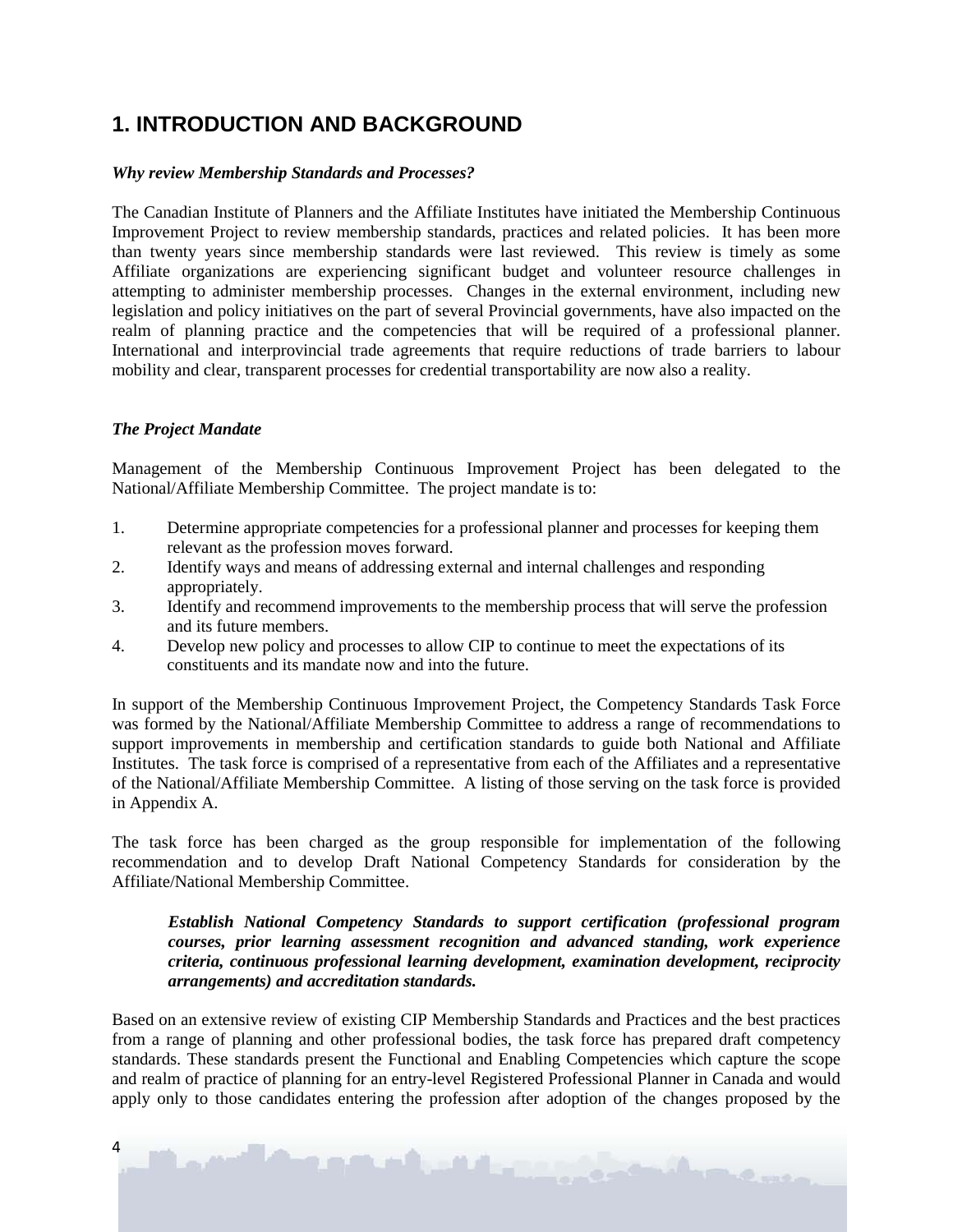# 1. INTRODUCTION AND BACKGROUND

***Why review Membership Standards and Processes?***

The Canadian Institute of Planners and the Affiliate Institutes have initiated the Membership Continuous Improvement Project to review membership standards, practices and related policies. It has been more than twenty years since membership standards were last reviewed. This review is timely as some Affiliate organizations are experiencing significant budget and volunteer resource challenges in attempting to administer membership processes. Changes in the external environment, including new legislation and policy initiatives on the part of several Provincial governments, have also impacted on the realm of planning practice and the competencies that will be required of a professional planner. International and interprovincial trade agreements that require reductions of trade barriers to labour mobility and clear, transparent processes for credential transportability are now also a reality.

***The Project Mandate***

Management of the Membership Continuous Improvement Project has been delegated to the National/Affiliate Membership Committee. The project mandate is to:

1. Determine appropriate competencies for a professional planner and processes for keeping them relevant as the profession moves forward.
2. Identify ways and means of addressing external and internal challenges and responding appropriately.
3. Identify and recommend improvements to the membership process that will serve the profession and its future members.
4. Develop new policy and processes to allow CIP to continue to meet the expectations of its constituents and its mandate now and into the future.

In support of the Membership Continuous Improvement Project, the Competency Standards Task Force was formed by the National/Affiliate Membership Committee to address a range of recommendations to support improvements in membership and certification standards to guide both National and Affiliate Institutes. The task force is comprised of a representative from each of the Affiliates and a representative of the National/Affiliate Membership Committee. A listing of those serving on the task force is provided in Appendix A.

The task force has been charged as the group responsible for implementation of the following recommendation and to develop Draft National Competency Standards for consideration by the Affiliate/National Membership Committee.

> ***Establish National Competency Standards to support certification (professional program courses, prior learning assessment recognition and advanced standing, work experience criteria, continuous professional learning development, examination development, reciprocity arrangements) and accreditation standards.***

Based on an extensive review of existing CIP Membership Standards and Practices and the best practices from a range of planning and other professional bodies, the task force has prepared draft competency standards. These standards present the Functional and Enabling Competencies which capture the scope and realm of practice of planning for an entry-level Registered Professional Planner in Canada and would apply only to those candidates entering the profession after adoption of the changes proposed by the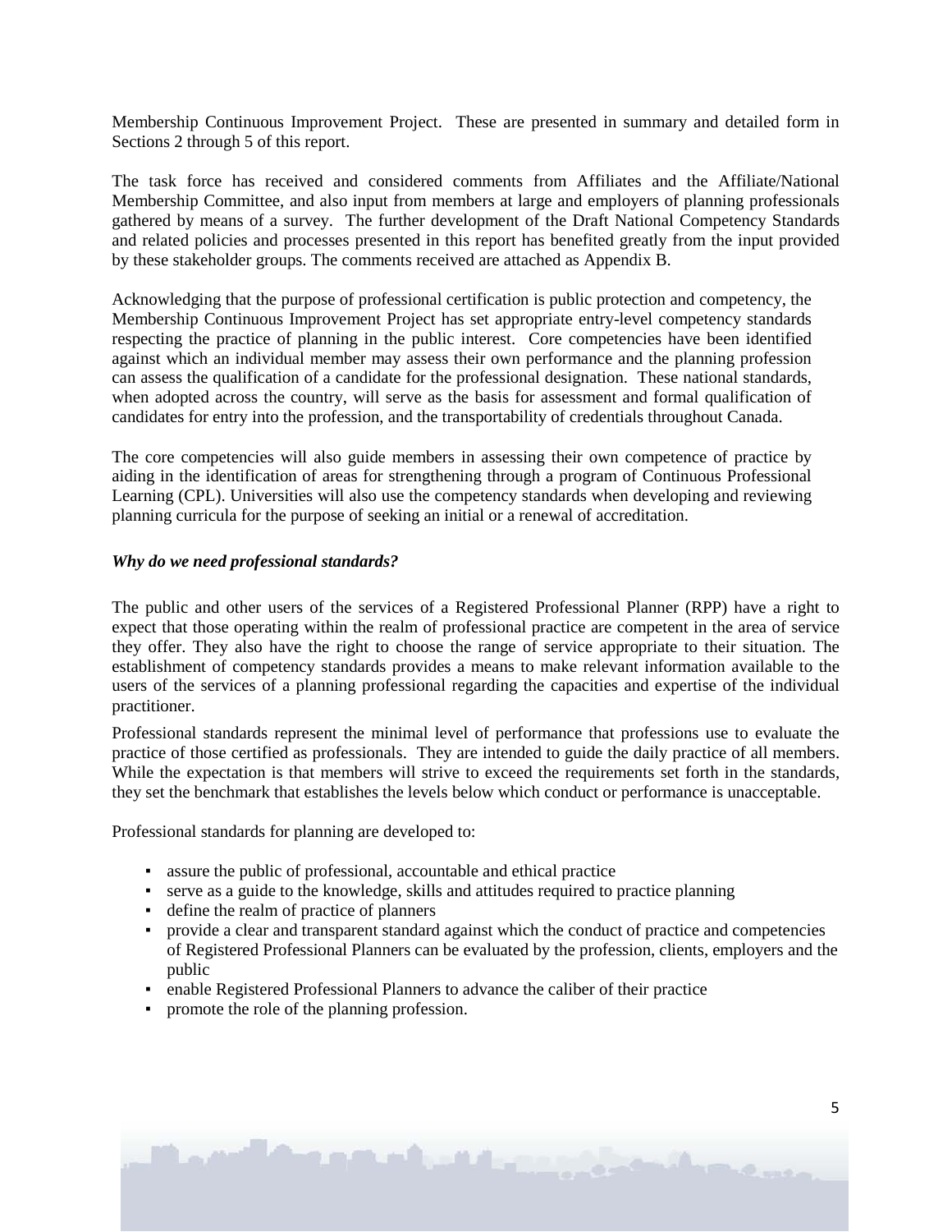Membership Continuous Improvement Project. These are presented in summary and detailed form in Sections 2 through 5 of this report.

The task force has received and considered comments from Affiliates and the Affiliate/National Membership Committee, and also input from members at large and employers of planning professionals gathered by means of a survey. The further development of the Draft National Competency Standards and related policies and processes presented in this report has benefited greatly from the input provided by these stakeholder groups. The comments received are attached as Appendix B.

Acknowledging that the purpose of professional certification is public protection and competency, the Membership Continuous Improvement Project has set appropriate entry-level competency standards respecting the practice of planning in the public interest. Core competencies have been identified against which an individual member may assess their own performance and the planning profession can assess the qualification of a candidate for the professional designation. These national standards, when adopted across the country, will serve as the basis for assessment and formal qualification of candidates for entry into the profession, and the transportability of credentials throughout Canada.

The core competencies will also guide members in assessing their own competence of practice by aiding in the identification of areas for strengthening through a program of Continuous Professional Learning (CPL). Universities will also use the competency standards when developing and reviewing planning curricula for the purpose of seeking an initial or a renewal of accreditation.

***Why do we need professional standards?***

The public and other users of the services of a Registered Professional Planner (RPP) have a right to expect that those operating within the realm of professional practice are competent in the area of service they offer. They also have the right to choose the range of service appropriate to their situation. The establishment of competency standards provides a means to make relevant information available to the users of the services of a planning professional regarding the capacities and expertise of the individual practitioner.

Professional standards represent the minimal level of performance that professions use to evaluate the practice of those certified as professionals. They are intended to guide the daily practice of all members. While the expectation is that members will strive to exceed the requirements set forth in the standards, they set the benchmark that establishes the levels below which conduct or performance is unacceptable.

Professional standards for planning are developed to:

- assure the public of professional, accountable and ethical practice
- serve as a guide to the knowledge, skills and attitudes required to practice planning
- define the realm of practice of planners
- provide a clear and transparent standard against which the conduct of practice and competencies of Registered Professional Planners can be evaluated by the profession, clients, employers and the public
- enable Registered Professional Planners to advance the caliber of their practice
- promote the role of the planning profession.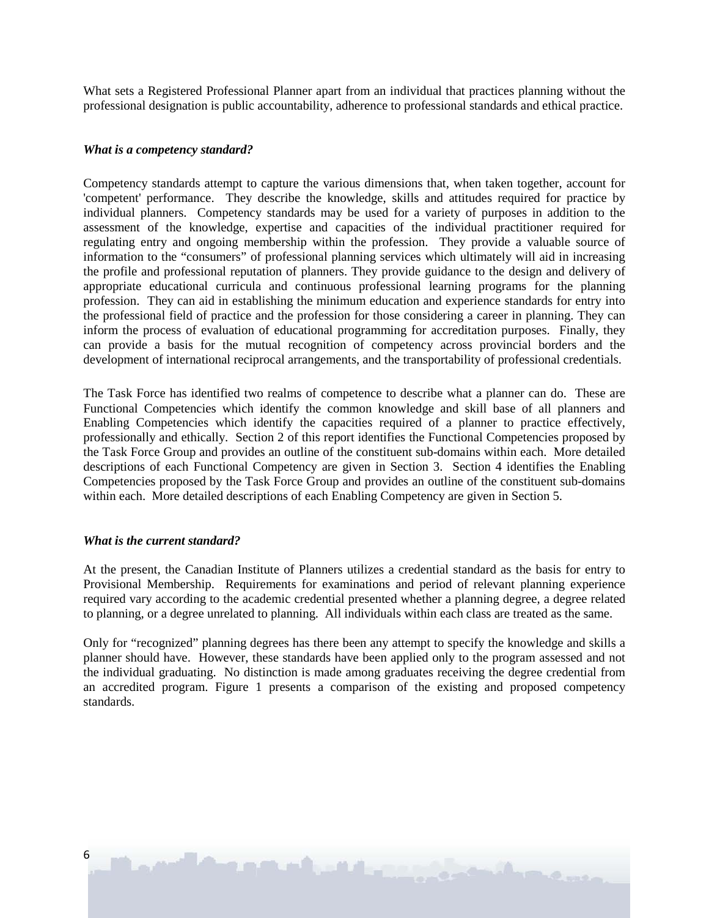What sets a Registered Professional Planner apart from an individual that practices planning without the professional designation is public accountability, adherence to professional standards and ethical practice.

***What is a competency standard?***

Competency standards attempt to capture the various dimensions that, when taken together, account for 'competent' performance. They describe the knowledge, skills and attitudes required for practice by individual planners. Competency standards may be used for a variety of purposes in addition to the assessment of the knowledge, expertise and capacities of the individual practitioner required for regulating entry and ongoing membership within the profession. They provide a valuable source of information to the "consumers" of professional planning services which ultimately will aid in increasing the profile and professional reputation of planners. They provide guidance to the design and delivery of appropriate educational curricula and continuous professional learning programs for the planning profession. They can aid in establishing the minimum education and experience standards for entry into the professional field of practice and the profession for those considering a career in planning. They can inform the process of evaluation of educational programming for accreditation purposes. Finally, they can provide a basis for the mutual recognition of competency across provincial borders and the development of international reciprocal arrangements, and the transportability of professional credentials.

The Task Force has identified two realms of competence to describe what a planner can do. These are Functional Competencies which identify the common knowledge and skill base of all planners and Enabling Competencies which identify the capacities required of a planner to practice effectively, professionally and ethically. Section 2 of this report identifies the Functional Competencies proposed by the Task Force Group and provides an outline of the constituent sub-domains within each. More detailed descriptions of each Functional Competency are given in Section 3. Section 4 identifies the Enabling Competencies proposed by the Task Force Group and provides an outline of the constituent sub-domains within each. More detailed descriptions of each Enabling Competency are given in Section 5.

***What is the current standard?***

At the present, the Canadian Institute of Planners utilizes a credential standard as the basis for entry to Provisional Membership. Requirements for examinations and period of relevant planning experience required vary according to the academic credential presented whether a planning degree, a degree related to planning, or a degree unrelated to planning. All individuals within each class are treated as the same.

Only for "recognized" planning degrees has there been any attempt to specify the knowledge and skills a planner should have. However, these standards have been applied only to the program assessed and not the individual graduating. No distinction is made among graduates receiving the degree credential from an accredited program. Figure 1 presents a comparison of the existing and proposed competency standards.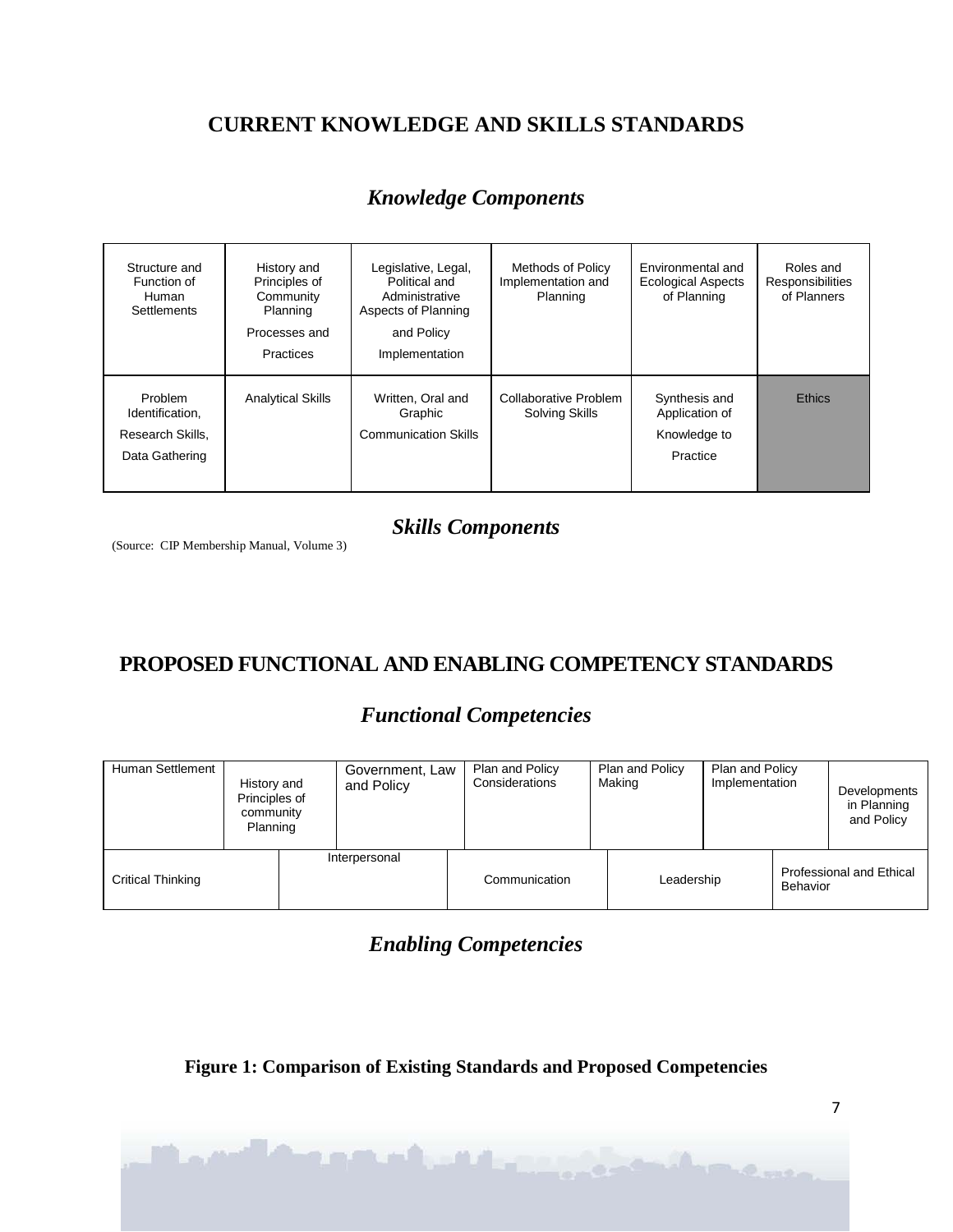## CURRENT KNOWLEDGE AND SKILLS STANDARDS

### *Knowledge Components*

| Structure and Function of Human Settlements | History and Principles of Community Planning Processes and Practices | Legislative, Legal, Political and Administrative Aspects of Planning and Policy Implementation | Methods of Policy Implementation and Planning | Environmental and Ecological Aspects of Planning | Roles and Responsibilities of Planners |
|---|---|---|---|---|---|
| Problem Identification, Research Skills, Data Gathering | Analytical Skills | Written, Oral and Graphic Communication Skills | Collaborative Problem Solving Skills | Synthesis and Application of Knowledge to Practice | Ethics |

### *Skills Components*

(Source: CIP Membership Manual, Volume 3)

## PROPOSED FUNCTIONAL AND ENABLING COMPETENCY STANDARDS

### *Functional Competencies*

| Human Settlement | History and Principles of community Planning | Government, Law and Policy | Plan and Policy Considerations | Plan and Policy Making | Plan and Policy Implementation | Developments in Planning and Policy |
|---|---|---|---|---|---|---|

| Critical Thinking | Interpersonal | Communication | Leadership | Professional and Ethical Behavior |
|---|---|---|---|---|

### *Enabling Competencies*

**Figure 1: Comparison of Existing Standards and Proposed Competencies**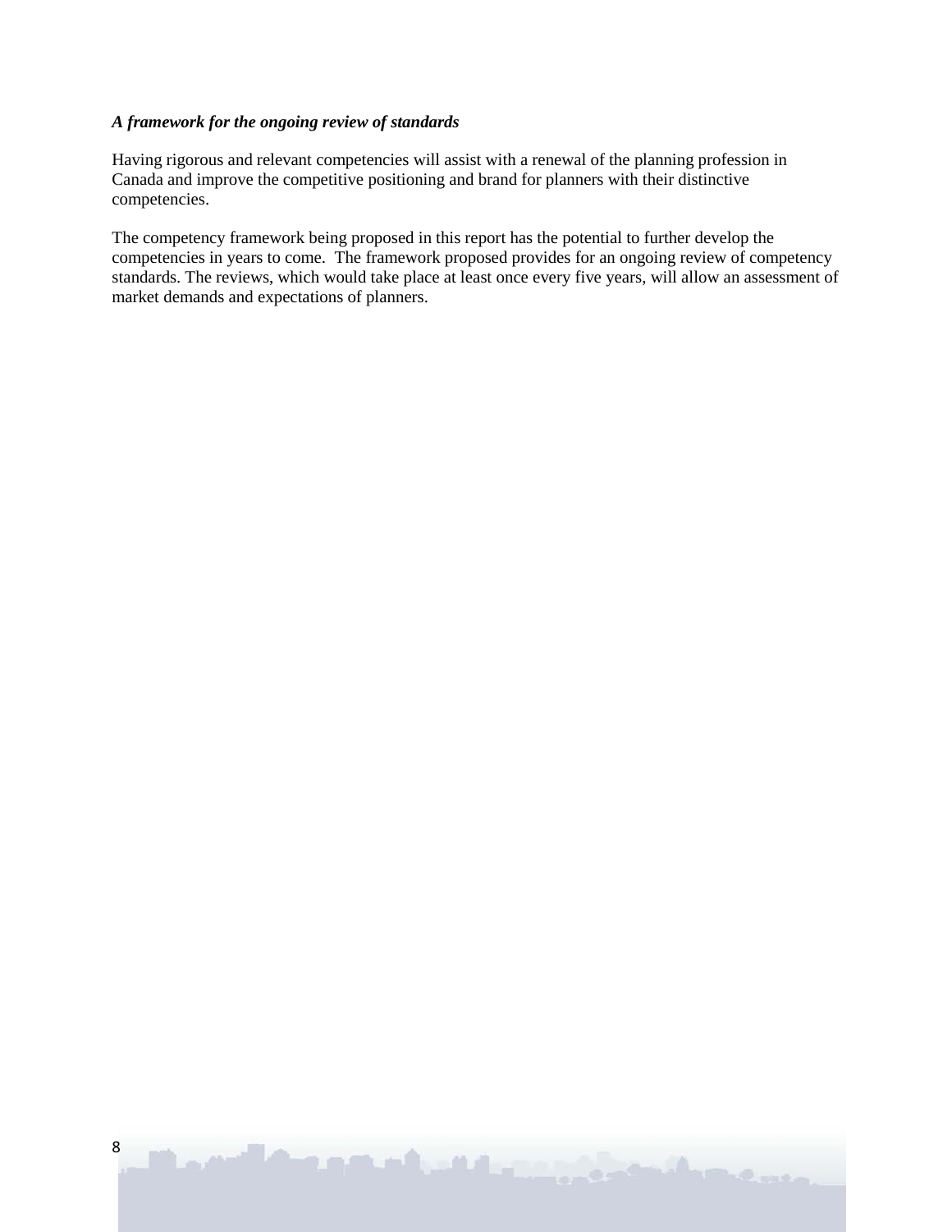***A framework for the ongoing review of standards***

Having rigorous and relevant competencies will assist with a renewal of the planning profession in Canada and improve the competitive positioning and brand for planners with their distinctive competencies.

The competency framework being proposed in this report has the potential to further develop the competencies in years to come. The framework proposed provides for an ongoing review of competency standards. The reviews, which would take place at least once every five years, will allow an assessment of market demands and expectations of planners.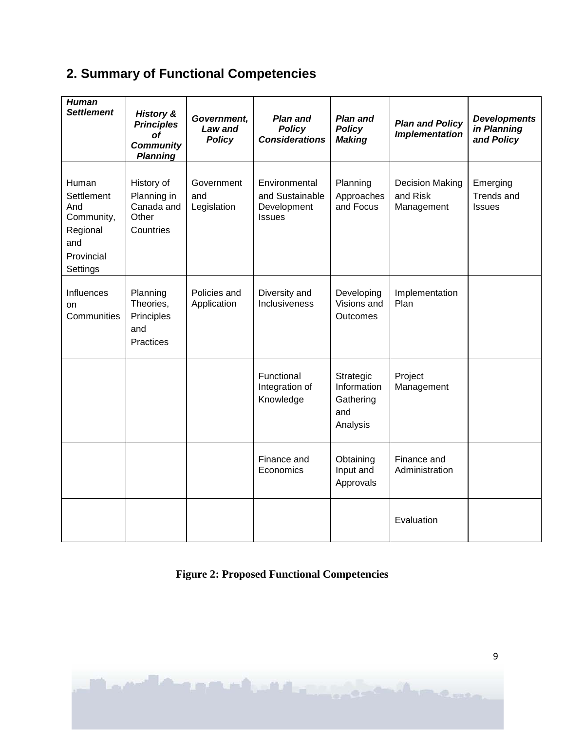## 2. Summary of Functional Competencies

| ***Human Settlement*** | ***History & Principles of Community Planning*** | ***Government, Law and Policy*** | ***Plan and Policy Considerations*** | ***Plan and Policy Making*** | ***Plan and Policy Implementation*** | ***Developments in Planning and Policy*** |
|---|---|---|---|---|---|---|
| Human Settlement And Community, Regional and Provincial Settings | History of Planning in Canada and Other Countries | Government and Legislation | Environmental and Sustainable Development Issues | Planning Approaches and Focus | Decision Making and Risk Management | Emerging Trends and Issues |
| Influences on Communities | Planning Theories, Principles and Practices | Policies and Application | Diversity and Inclusiveness | Developing Visions and Outcomes | Implementation Plan | |
| | | | Functional Integration of Knowledge | Strategic Information Gathering and Analysis | Project Management | |
| | | | Finance and Economics | Obtaining Input and Approvals | Finance and Administration | |
| | | | | | Evaluation | |

**Figure 2: Proposed Functional Competencies**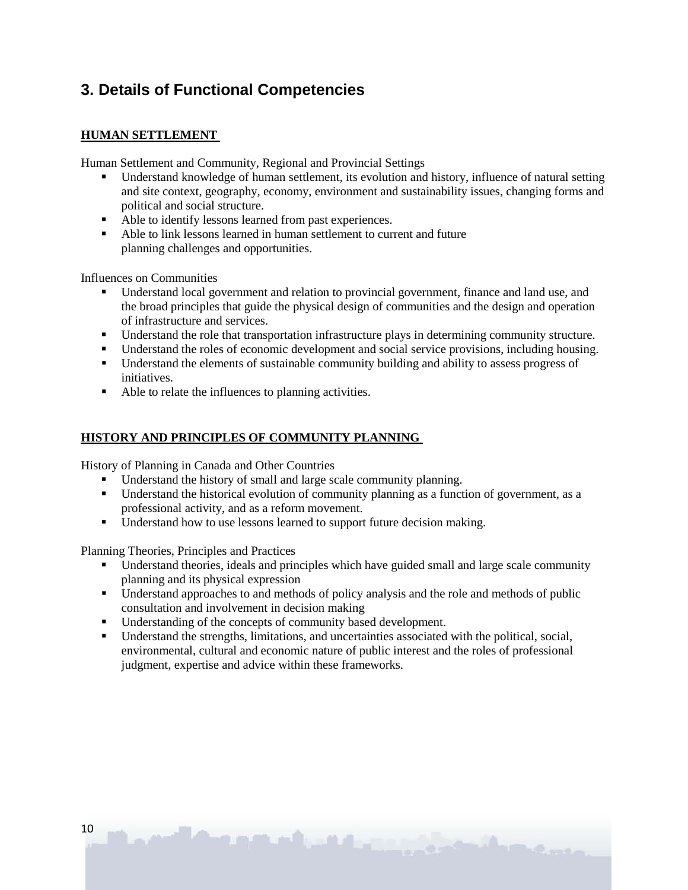## 3. Details of Functional Competencies

**HUMAN SETTLEMENT**

Human Settlement and Community, Regional and Provincial Settings

- Understand knowledge of human settlement, its evolution and history, influence of natural setting and site context, geography, economy, environment and sustainability issues, changing forms and political and social structure.
- Able to identify lessons learned from past experiences.
- Able to link lessons learned in human settlement to current and future planning challenges and opportunities.

Influences on Communities

- Understand local government and relation to provincial government, finance and land use, and the broad principles that guide the physical design of communities and the design and operation of infrastructure and services.
- Understand the role that transportation infrastructure plays in determining community structure.
- Understand the roles of economic development and social service provisions, including housing.
- Understand the elements of sustainable community building and ability to assess progress of initiatives.
- Able to relate the influences to planning activities.

**HISTORY AND PRINCIPLES OF COMMUNITY PLANNING**

History of Planning in Canada and Other Countries

- Understand the history of small and large scale community planning.
- Understand the historical evolution of community planning as a function of government, as a professional activity, and as a reform movement.
- Understand how to use lessons learned to support future decision making.

Planning Theories, Principles and Practices

- Understand theories, ideals and principles which have guided small and large scale community planning and its physical expression
- Understand approaches to and methods of policy analysis and the role and methods of public consultation and involvement in decision making
- Understanding of the concepts of community based development.
- Understand the strengths, limitations, and uncertainties associated with the political, social, environmental, cultural and economic nature of public interest and the roles of professional judgment, expertise and advice within these frameworks.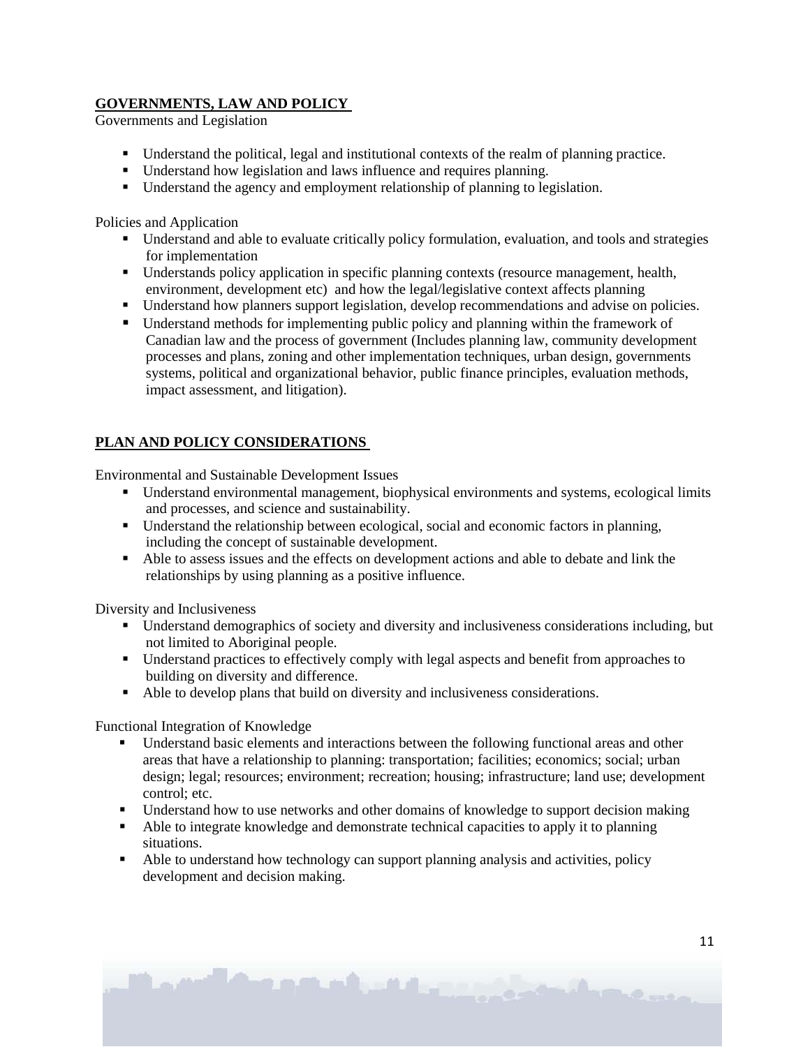## GOVERNMENTS, LAW AND POLICY

Governments and Legislation

- Understand the political, legal and institutional contexts of the realm of planning practice.
- Understand how legislation and laws influence and requires planning.
- Understand the agency and employment relationship of planning to legislation.

Policies and Application

- Understand and able to evaluate critically policy formulation, evaluation, and tools and strategies for implementation
- Understands policy application in specific planning contexts (resource management, health, environment, development etc) and how the legal/legislative context affects planning
- Understand how planners support legislation, develop recommendations and advise on policies.
- Understand methods for implementing public policy and planning within the framework of Canadian law and the process of government (Includes planning law, community development processes and plans, zoning and other implementation techniques, urban design, governments systems, political and organizational behavior, public finance principles, evaluation methods, impact assessment, and litigation).

## PLAN AND POLICY CONSIDERATIONS

Environmental and Sustainable Development Issues

- Understand environmental management, biophysical environments and systems, ecological limits and processes, and science and sustainability.
- Understand the relationship between ecological, social and economic factors in planning, including the concept of sustainable development.
- Able to assess issues and the effects on development actions and able to debate and link the relationships by using planning as a positive influence.

Diversity and Inclusiveness

- Understand demographics of society and diversity and inclusiveness considerations including, but not limited to Aboriginal people.
- Understand practices to effectively comply with legal aspects and benefit from approaches to building on diversity and difference.
- Able to develop plans that build on diversity and inclusiveness considerations.

Functional Integration of Knowledge

- Understand basic elements and interactions between the following functional areas and other areas that have a relationship to planning: transportation; facilities; economics; social; urban design; legal; resources; environment; recreation; housing; infrastructure; land use; development control; etc.
- Understand how to use networks and other domains of knowledge to support decision making
- Able to integrate knowledge and demonstrate technical capacities to apply it to planning situations.
- Able to understand how technology can support planning analysis and activities, policy development and decision making.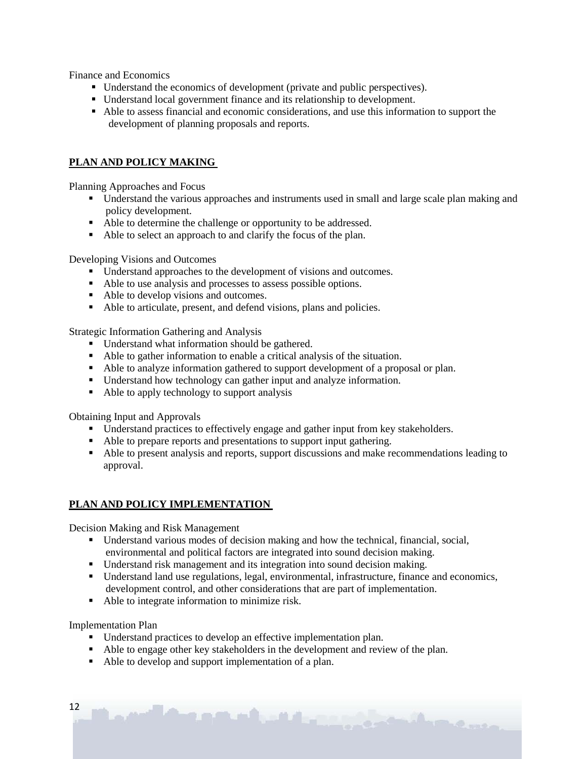Finance and Economics

- Understand the economics of development (private and public perspectives).
- Understand local government finance and its relationship to development.
- Able to assess financial and economic considerations, and use this information to support the development of planning proposals and reports.

## PLAN AND POLICY MAKING

Planning Approaches and Focus

- Understand the various approaches and instruments used in small and large scale plan making and policy development.
- Able to determine the challenge or opportunity to be addressed.
- Able to select an approach to and clarify the focus of the plan.

Developing Visions and Outcomes

- Understand approaches to the development of visions and outcomes.
- Able to use analysis and processes to assess possible options.
- Able to develop visions and outcomes.
- Able to articulate, present, and defend visions, plans and policies.

Strategic Information Gathering and Analysis

- Understand what information should be gathered.
- Able to gather information to enable a critical analysis of the situation.
- Able to analyze information gathered to support development of a proposal or plan.
- Understand how technology can gather input and analyze information.
- Able to apply technology to support analysis

Obtaining Input and Approvals

- Understand practices to effectively engage and gather input from key stakeholders.
- Able to prepare reports and presentations to support input gathering.
- Able to present analysis and reports, support discussions and make recommendations leading to approval.

## PLAN AND POLICY IMPLEMENTATION

Decision Making and Risk Management

- Understand various modes of decision making and how the technical, financial, social, environmental and political factors are integrated into sound decision making.
- Understand risk management and its integration into sound decision making.
- Understand land use regulations, legal, environmental, infrastructure, finance and economics, development control, and other considerations that are part of implementation.
- Able to integrate information to minimize risk.

Implementation Plan

- Understand practices to develop an effective implementation plan.
- Able to engage other key stakeholders in the development and review of the plan.
- Able to develop and support implementation of a plan.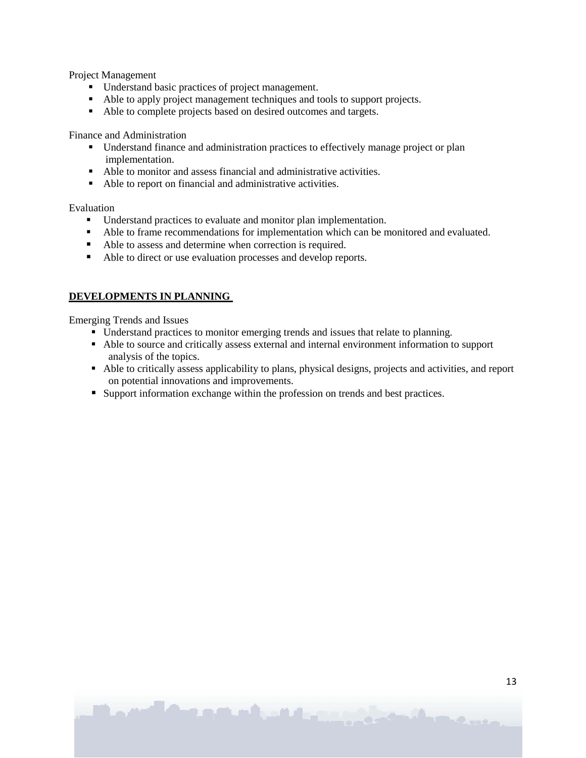Project Management

- Understand basic practices of project management.
- Able to apply project management techniques and tools to support projects.
- Able to complete projects based on desired outcomes and targets.

Finance and Administration

- Understand finance and administration practices to effectively manage project or plan implementation.
- Able to monitor and assess financial and administrative activities.
- Able to report on financial and administrative activities.

Evaluation

- Understand practices to evaluate and monitor plan implementation.
- Able to frame recommendations for implementation which can be monitored and evaluated.
- Able to assess and determine when correction is required.
- Able to direct or use evaluation processes and develop reports.

## DEVELOPMENTS IN PLANNING

Emerging Trends and Issues

- Understand practices to monitor emerging trends and issues that relate to planning.
- Able to source and critically assess external and internal environment information to support analysis of the topics.
- Able to critically assess applicability to plans, physical designs, projects and activities, and report on potential innovations and improvements.
- Support information exchange within the profession on trends and best practices.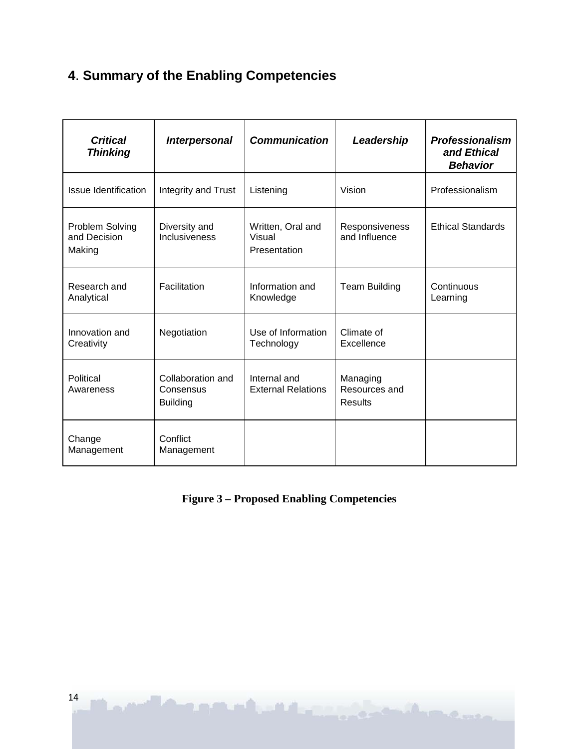## 4. Summary of the Enabling Competencies

| ***Critical Thinking*** | ***Interpersonal*** | ***Communication*** | ***Leadership*** | ***Professionalism and Ethical Behavior*** |
|---|---|---|---|---|
| Issue Identification | Integrity and Trust | Listening | Vision | Professionalism |
| Problem Solving and Decision Making | Diversity and Inclusiveness | Written, Oral and Visual Presentation | Responsiveness and Influence | Ethical Standards |
| Research and Analytical | Facilitation | Information and Knowledge | Team Building | Continuous Learning |
| Innovation and Creativity | Negotiation | Use of Information Technology | Climate of Excellence | |
| Political Awareness | Collaboration and Consensus Building | Internal and External Relations | Managing Resources and Results | |
| Change Management | Conflict Management | | | |

**Figure 3 – Proposed Enabling Competencies**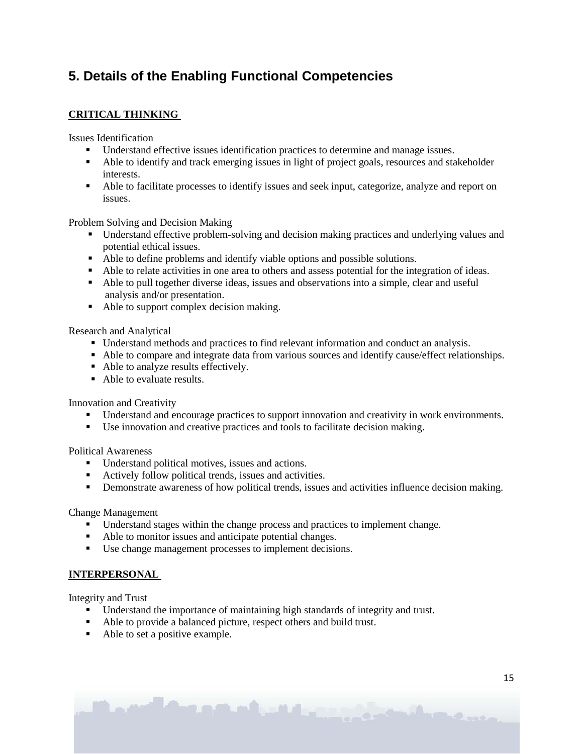## 5. Details of the Enabling Functional Competencies

**CRITICAL THINKING**

Issues Identification

- Understand effective issues identification practices to determine and manage issues.
- Able to identify and track emerging issues in light of project goals, resources and stakeholder interests.
- Able to facilitate processes to identify issues and seek input, categorize, analyze and report on issues.

Problem Solving and Decision Making

- Understand effective problem-solving and decision making practices and underlying values and potential ethical issues.
- Able to define problems and identify viable options and possible solutions.
- Able to relate activities in one area to others and assess potential for the integration of ideas.
- Able to pull together diverse ideas, issues and observations into a simple, clear and useful analysis and/or presentation.
- Able to support complex decision making.

Research and Analytical

- Understand methods and practices to find relevant information and conduct an analysis.
- Able to compare and integrate data from various sources and identify cause/effect relationships.
- Able to analyze results effectively.
- Able to evaluate results.

Innovation and Creativity

- Understand and encourage practices to support innovation and creativity in work environments.
- Use innovation and creative practices and tools to facilitate decision making.

Political Awareness

- Understand political motives, issues and actions.
- Actively follow political trends, issues and activities.
- Demonstrate awareness of how political trends, issues and activities influence decision making.

Change Management

- Understand stages within the change process and practices to implement change.
- Able to monitor issues and anticipate potential changes.
- Use change management processes to implement decisions.

**INTERPERSONAL**

Integrity and Trust

- Understand the importance of maintaining high standards of integrity and trust.
- Able to provide a balanced picture, respect others and build trust.
- Able to set a positive example.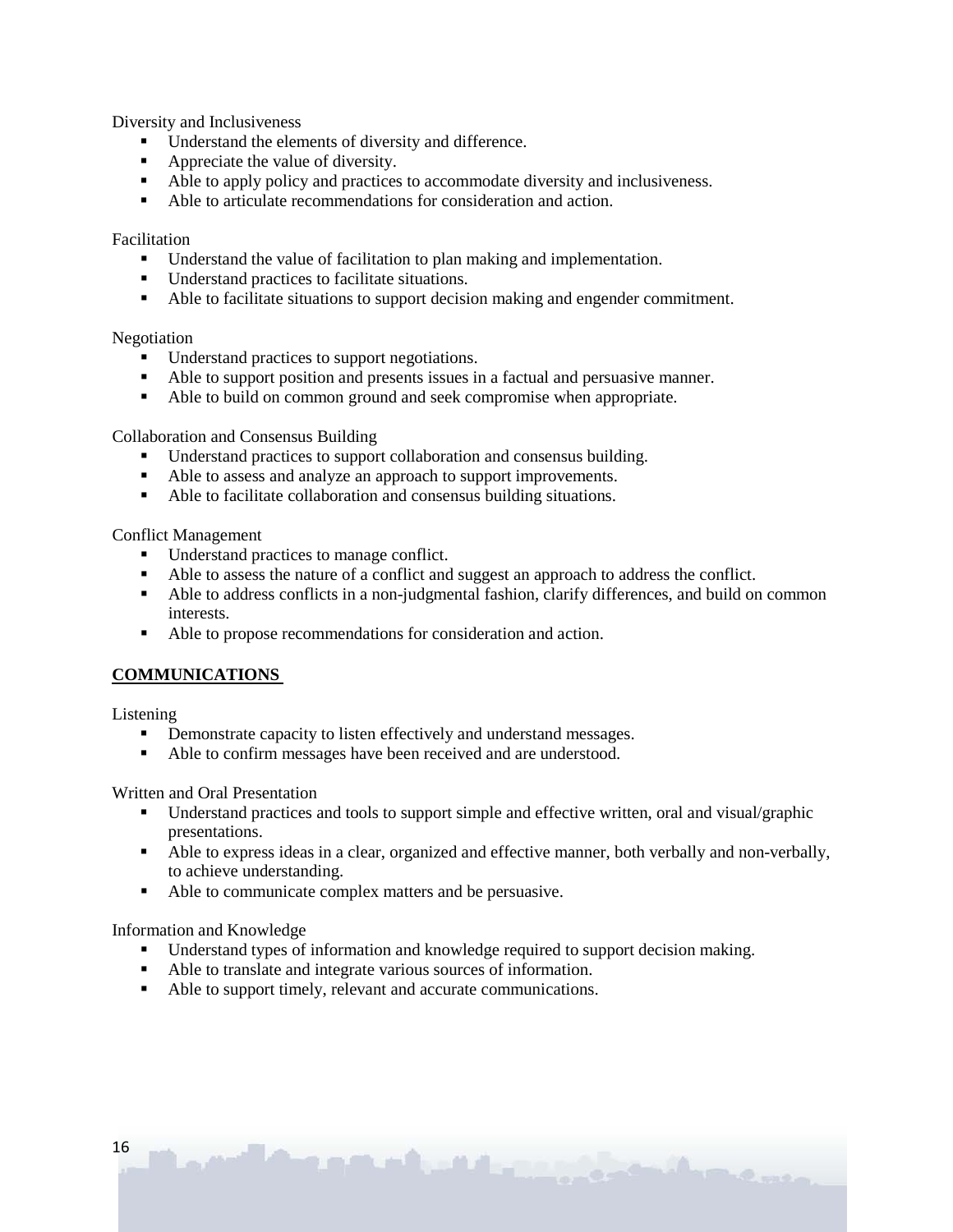Diversity and Inclusiveness

- Understand the elements of diversity and difference.
- Appreciate the value of diversity.
- Able to apply policy and practices to accommodate diversity and inclusiveness.
- Able to articulate recommendations for consideration and action.

Facilitation

- Understand the value of facilitation to plan making and implementation.
- Understand practices to facilitate situations.
- Able to facilitate situations to support decision making and engender commitment.

Negotiation

- Understand practices to support negotiations.
- Able to support position and presents issues in a factual and persuasive manner.
- Able to build on common ground and seek compromise when appropriate.

Collaboration and Consensus Building

- Understand practices to support collaboration and consensus building.
- Able to assess and analyze an approach to support improvements.
- Able to facilitate collaboration and consensus building situations.

Conflict Management

- Understand practices to manage conflict.
- Able to assess the nature of a conflict and suggest an approach to address the conflict.
- Able to address conflicts in a non-judgmental fashion, clarify differences, and build on common interests.
- Able to propose recommendations for consideration and action.

## **COMMUNICATIONS**

Listening

- Demonstrate capacity to listen effectively and understand messages.
- Able to confirm messages have been received and are understood.

Written and Oral Presentation

- Understand practices and tools to support simple and effective written, oral and visual/graphic presentations.
- Able to express ideas in a clear, organized and effective manner, both verbally and non-verbally, to achieve understanding.
- Able to communicate complex matters and be persuasive.

Information and Knowledge

- Understand types of information and knowledge required to support decision making.
- Able to translate and integrate various sources of information.
- Able to support timely, relevant and accurate communications.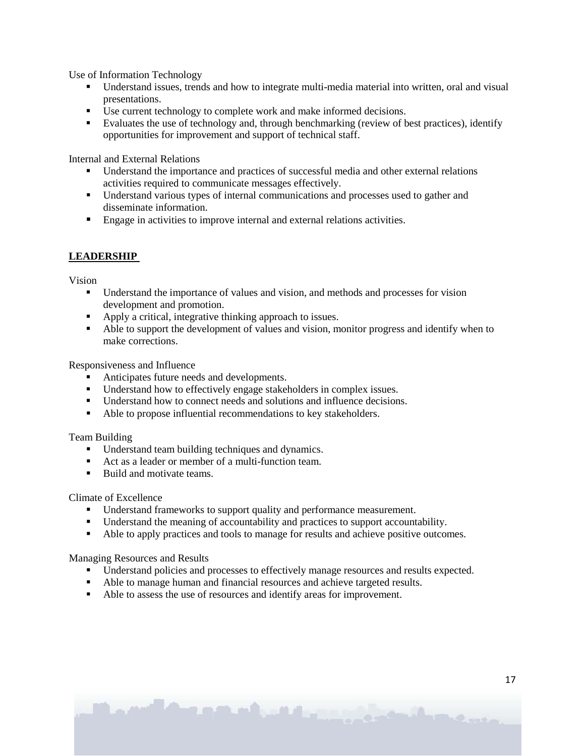Use of Information Technology

- Understand issues, trends and how to integrate multi-media material into written, oral and visual presentations.
- Use current technology to complete work and make informed decisions.
- Evaluates the use of technology and, through benchmarking (review of best practices), identify opportunities for improvement and support of technical staff.

Internal and External Relations

- Understand the importance and practices of successful media and other external relations activities required to communicate messages effectively.
- Understand various types of internal communications and processes used to gather and disseminate information.
- Engage in activities to improve internal and external relations activities.

## **LEADERSHIP**

Vision

- Understand the importance of values and vision, and methods and processes for vision development and promotion.
- Apply a critical, integrative thinking approach to issues.
- Able to support the development of values and vision, monitor progress and identify when to make corrections.

Responsiveness and Influence

- Anticipates future needs and developments.
- Understand how to effectively engage stakeholders in complex issues.
- Understand how to connect needs and solutions and influence decisions.
- Able to propose influential recommendations to key stakeholders.

Team Building

- Understand team building techniques and dynamics.
- Act as a leader or member of a multi-function team.
- Build and motivate teams.

Climate of Excellence

- Understand frameworks to support quality and performance measurement.
- Understand the meaning of accountability and practices to support accountability.
- Able to apply practices and tools to manage for results and achieve positive outcomes.

Managing Resources and Results

- Understand policies and processes to effectively manage resources and results expected.
- Able to manage human and financial resources and achieve targeted results.
- Able to assess the use of resources and identify areas for improvement.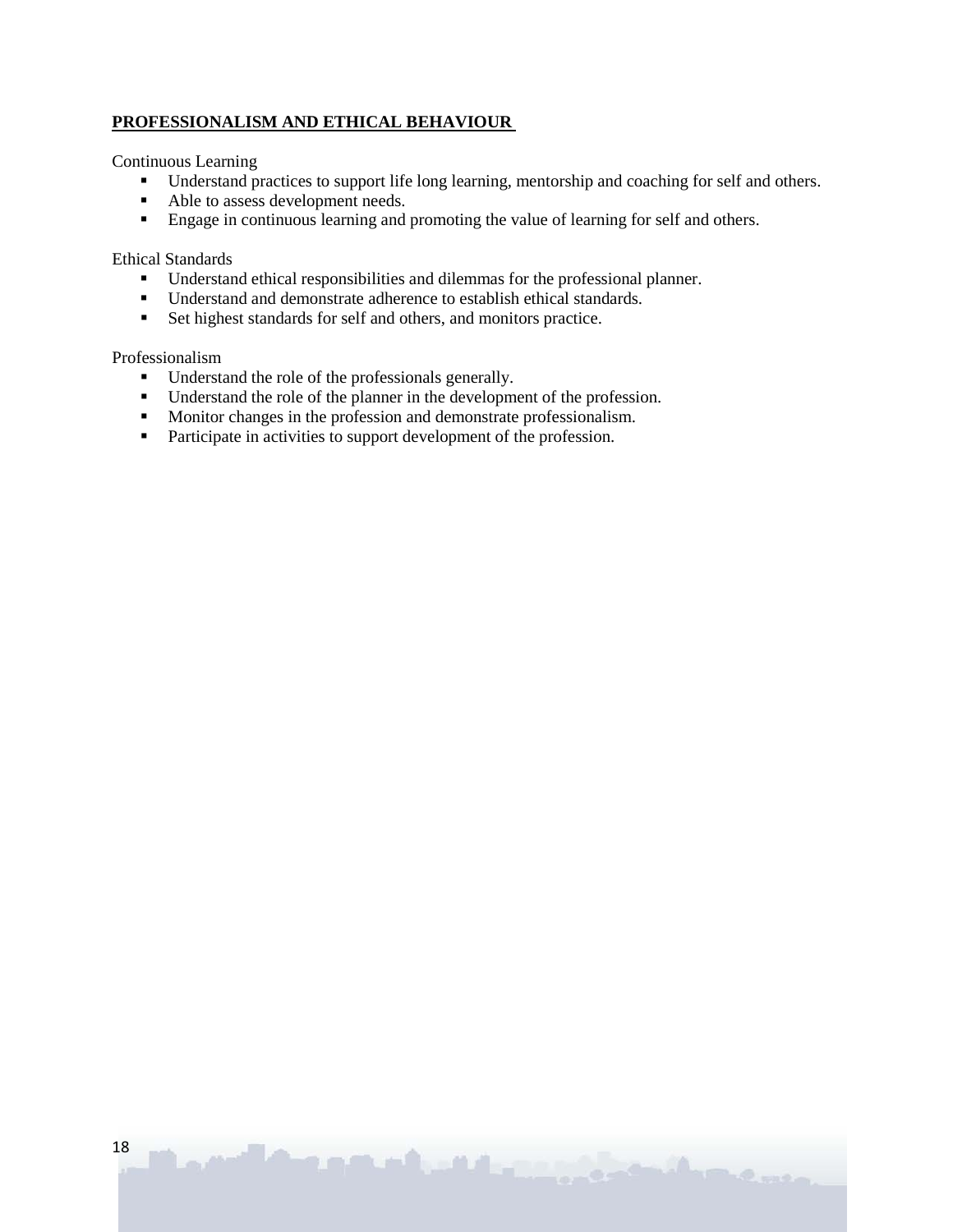## PROFESSIONALISM AND ETHICAL BEHAVIOUR

Continuous Learning

- Understand practices to support life long learning, mentorship and coaching for self and others.
- Able to assess development needs.
- Engage in continuous learning and promoting the value of learning for self and others.

Ethical Standards

- Understand ethical responsibilities and dilemmas for the professional planner.
- Understand and demonstrate adherence to establish ethical standards.
- Set highest standards for self and others, and monitors practice.

Professionalism

- Understand the role of the professionals generally.
- Understand the role of the planner in the development of the profession.
- Monitor changes in the profession and demonstrate professionalism.
- Participate in activities to support development of the profession.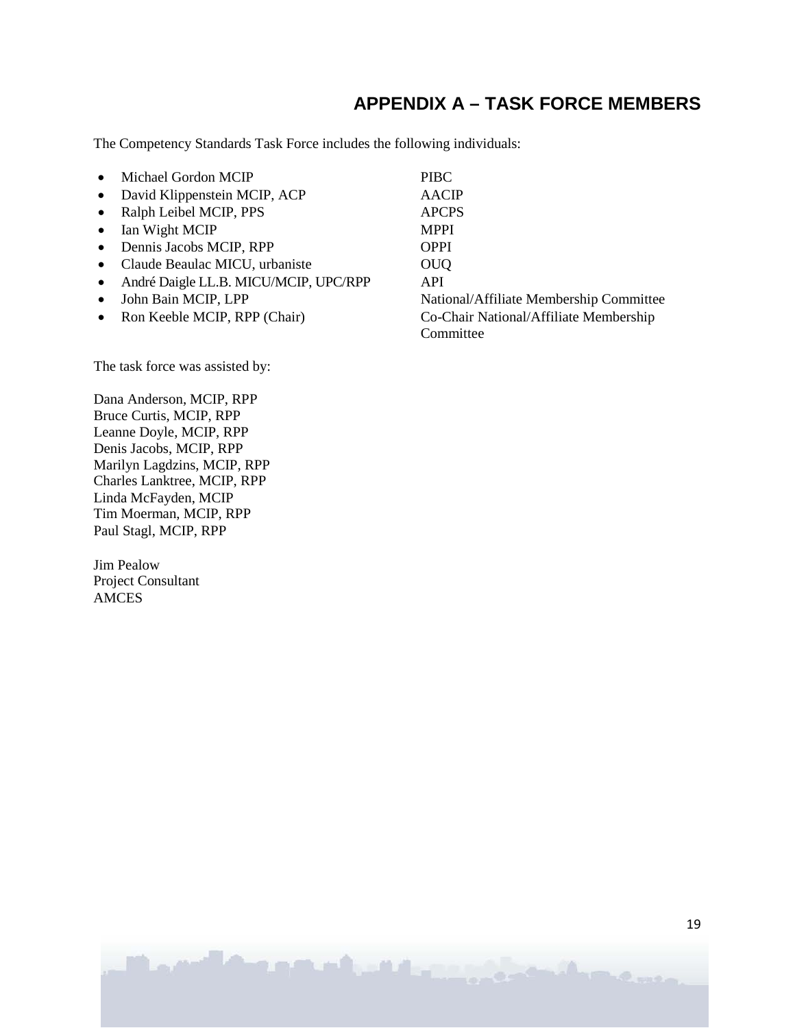# APPENDIX A – TASK FORCE MEMBERS

The Competency Standards Task Force includes the following individuals:

- Michael Gordon MCIP — PIBC
- David Klippenstein MCIP, ACP — AACIP
- Ralph Leibel MCIP, PPS — APCPS
- Ian Wight MCIP — MPPI
- Dennis Jacobs MCIP, RPP — OPPI
- Claude Beaulac MICU, urbaniste — OUQ
- André Daigle LL.B. MICU/MCIP, UPC/RPP — API
- John Bain MCIP, LPP — National/Affiliate Membership Committee
- Ron Keeble MCIP, RPP (Chair) — Co-Chair National/Affiliate Membership Committee

The task force was assisted by:

Dana Anderson, MCIP, RPP
Bruce Curtis, MCIP, RPP
Leanne Doyle, MCIP, RPP
Denis Jacobs, MCIP, RPP
Marilyn Lagdzins, MCIP, RPP
Charles Lanktree, MCIP, RPP
Linda McFayden, MCIP
Tim Moerman, MCIP, RPP
Paul Stagl, MCIP, RPP

Jim Pealow
Project Consultant
AMCES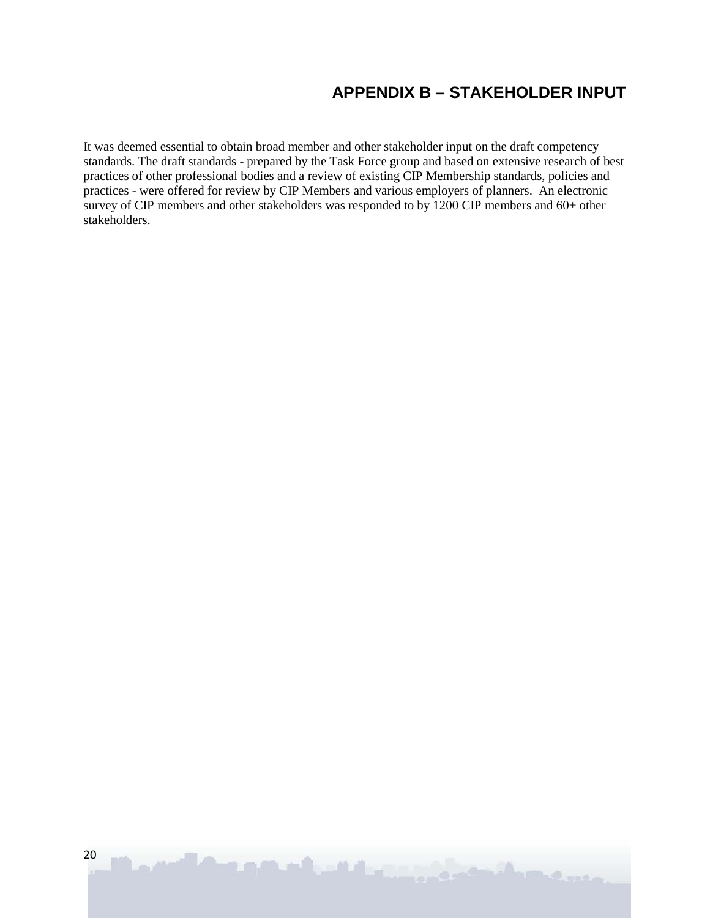# APPENDIX B – STAKEHOLDER INPUT

It was deemed essential to obtain broad member and other stakeholder input on the draft competency standards. The draft standards - prepared by the Task Force group and based on extensive research of best practices of other professional bodies and a review of existing CIP Membership standards, policies and practices - were offered for review by CIP Members and various employers of planners. An electronic survey of CIP members and other stakeholders was responded to by 1200 CIP members and 60+ other stakeholders.